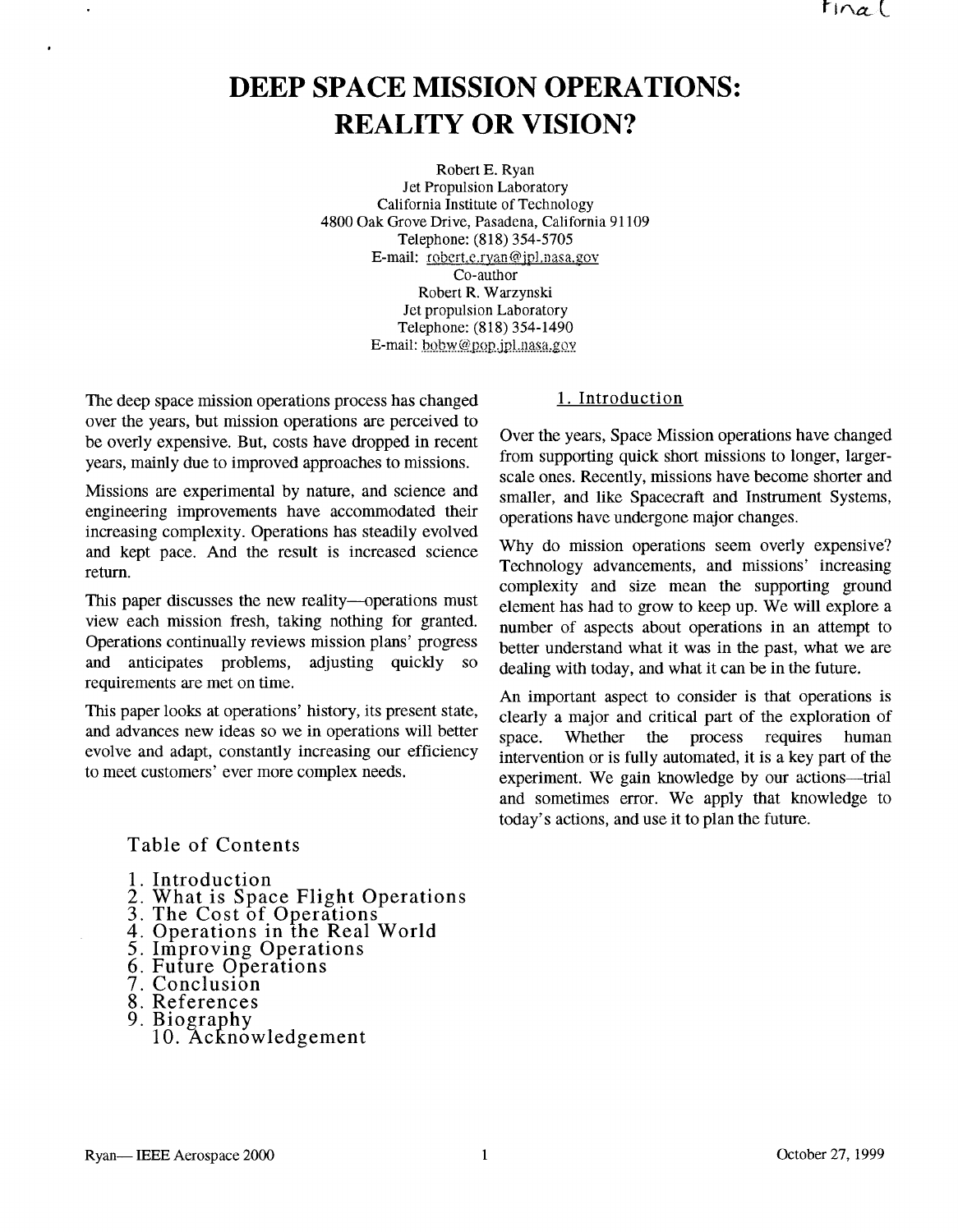# DEEP SPACE MISSION OPERATIONS: REALITY OR VISION?

Robert E. Ryan
Jet Propulsion Laboratory
California Institute of Technology
4800 Oak Grove Drive, Pasadena, California 91109
Telephone: (818) 354-5705
E-mail: robert.e.ryan@jpl.nasa.gov
Co-author
Robert R. Warzynski
Jet propulsion Laboratory
Telephone: (818) 354-1490
E-mail: bobw@pop.jpl.nasa.gov

The deep space mission operations process has changed over the years, but mission operations are perceived to be overly expensive. But, costs have dropped in recent years, mainly due to improved approaches to missions.

Missions are experimental by nature, and science and engineering improvements have accommodated their increasing complexity. Operations has steadily evolved and kept pace. And the result is increased science return.

This paper discusses the new reality—operations must view each mission fresh, taking nothing for granted. Operations continually reviews mission plans' progress and anticipates problems, adjusting quickly so requirements are met on time.

This paper looks at operations' history, its present state, and advances new ideas so we in operations will better evolve and adapt, constantly increasing our efficiency to meet customers' ever more complex needs.

## Table of Contents

1. Introduction
2. What is Space Flight Operations
3. The Cost of Operations
4. Operations in the Real World
5. Improving Operations
6. Future Operations
7. Conclusion
8. References
9. Biography
10. Acknowledgement

## 1. Introduction

Over the years, Space Mission operations have changed from supporting quick short missions to longer, larger-scale ones. Recently, missions have become shorter and smaller, and like Spacecraft and Instrument Systems, operations have undergone major changes.

Why do mission operations seem overly expensive? Technology advancements, and missions' increasing complexity and size mean the supporting ground element has had to grow to keep up. We will explore a number of aspects about operations in an attempt to better understand what it was in the past, what we are dealing with today, and what it can be in the future.

An important aspect to consider is that operations is clearly a major and critical part of the exploration of space. Whether the process requires human intervention or is fully automated, it is a key part of the experiment. We gain knowledge by our actions—trial and sometimes error. We apply that knowledge to today's actions, and use it to plan the future.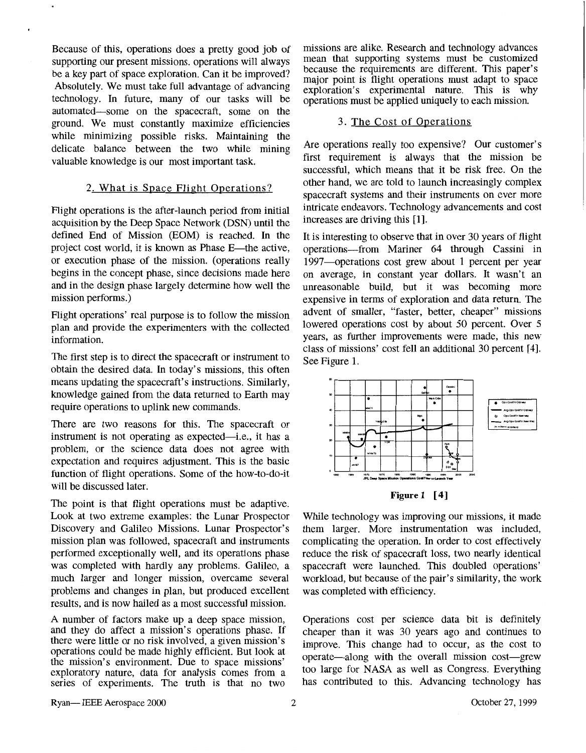Because of this, operations does a pretty good job of supporting our present missions. operations will always be a key part of space exploration. Can it be improved? Absolutely. We must take full advantage of advancing technology. In future, many of our tasks will be automated—some on the spacecraft, some on the ground. We must constantly maximize efficiencies while minimizing possible risks. Maintaining the delicate balance between the two while mining valuable knowledge is our most important task.

## 2. What is Space Flight Operations?

Flight operations is the after-launch period from initial acquisition by the Deep Space Network (DSN) until the defined End of Mission (EOM) is reached. In the project cost world, it is known as Phase E—the active, or execution phase of the mission. (operations really begins in the concept phase, since decisions made here and in the design phase largely determine how well the mission performs.)

Flight operations' real purpose is to follow the mission plan and provide the experimenters with the collected information.

The first step is to direct the spacecraft or instrument to obtain the desired data. In today's missions, this often means updating the spacecraft's instructions. Similarly, knowledge gained from the data returned to Earth may require operations to uplink new commands.

There are two reasons for this. The spacecraft or instrument is not operating as expected—i.e., it has a problem, or the science data does not agree with expectation and requires adjustment. This is the basic function of flight operations. Some of the how-to-do-it will be discussed later.

The point is that flight operations must be adaptive. Look at two extreme examples: the Lunar Prospector Discovery and Galileo Missions. Lunar Prospector's mission plan was followed, spacecraft and instruments performed exceptionally well, and its operations phase was completed with hardly any problems. Galileo, a much larger and longer mission, overcame several problems and changes in plan, but produced excellent results, and is now hailed as a most successful mission.

A number of factors make up a deep space mission, and they do affect a mission's operations phase. If there were little or no risk involved, a given mission's operations could be made highly efficient. But look at the mission's environment. Due to space missions' exploratory nature, data for analysis comes from a series of experiments. The truth is that no two missions are alike. Research and technology advances mean that supporting systems must be customized because the requirements are different. This paper's major point is flight operations must adapt to space exploration's experimental nature. This is why operations must be applied uniquely to each mission.

## 3. The Cost of Operations

Are operations really too expensive? Our customer's first requirement is always that the mission be successful, which means that it be risk free. On the other hand, we are told to launch increasingly complex spacecraft systems and their instruments on ever more intricate endeavors. Technology advancements and cost increases are driving this [1].

It is interesting to observe that in over 30 years of flight operations—from Mariner 64 through Cassini in 1997—operations cost grew about 1 percent per year on average, in constant year dollars. It wasn't an unreasonable build, but it was becoming more expensive in terms of exploration and data return. The advent of smaller, "faster, better, cheaper" missions lowered operations cost by about 50 percent. Over 5 years, as further improvements were made, this new class of missions' cost fell an additional 30 percent [4]. See Figure 1.

**Figure 1 [4]**

While technology was improving our missions, it made them larger. More instrumentation was included, complicating the operation. In order to cost effectively reduce the risk of spacecraft loss, two nearly identical spacecraft were launched. This doubled operations' workload, but because of the pair's similarity, the work was completed with efficiency.

Operations cost per science data bit is definitely cheaper than it was 30 years ago and continues to improve. This change had to occur, as the cost to operate—along with the overall mission cost—grew too large for NASA as well as Congress. Everything has contributed to this. Advancing technology has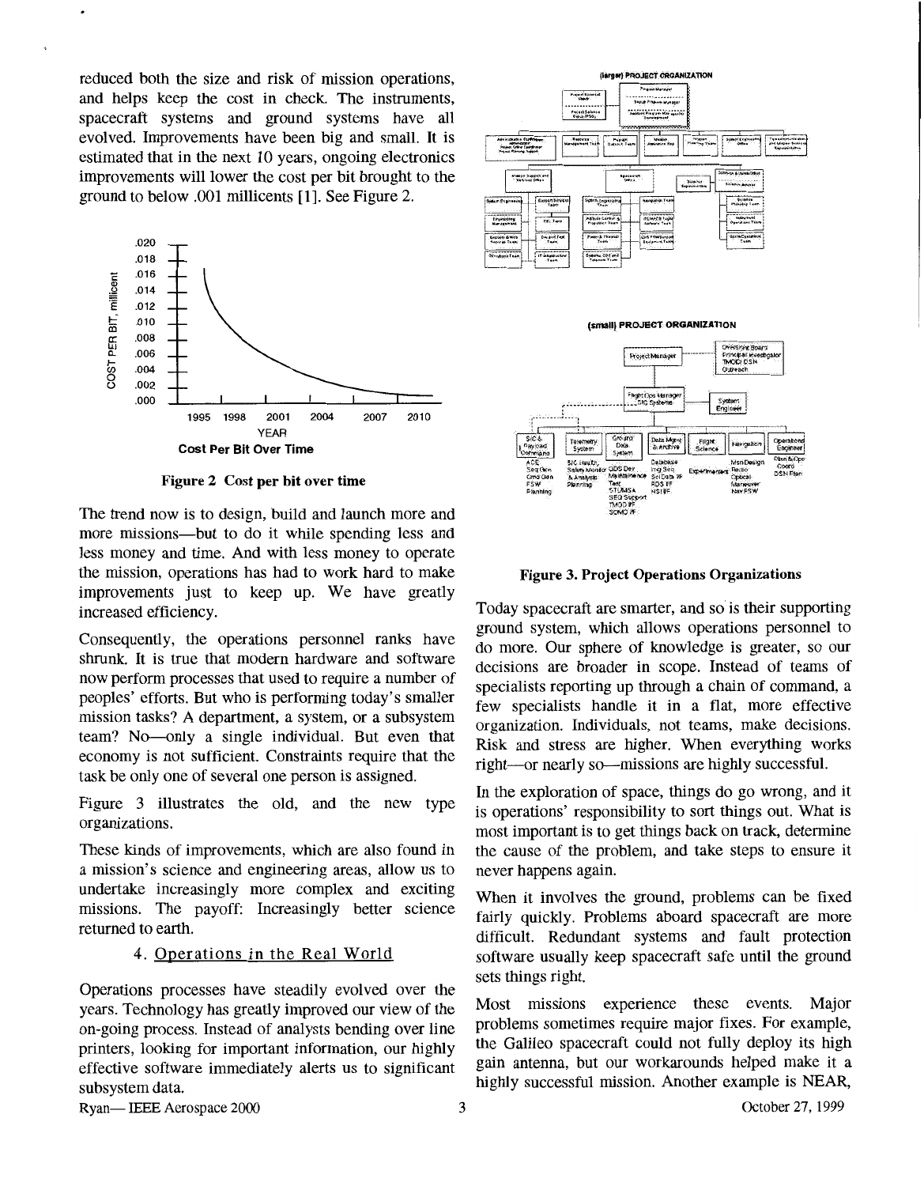reduced both the size and risk of mission operations, and helps keep the cost in check. The instruments, spacecraft systems and ground systems have all evolved. Improvements have been big and small. It is estimated that in the next 10 years, ongoing electronics improvements will lower the cost per bit brought to the ground to below .001 millicents [1]. See Figure 2.

**Figure 2 Cost per bit over time**

The trend now is to design, build and launch more and more missions—but to do it while spending less and less money and time. And with less money to operate the mission, operations has had to work hard to make improvements just to keep up. We have greatly increased efficiency.

Consequently, the operations personnel ranks have shrunk. It is true that modern hardware and software now perform processes that used to require a number of peoples' efforts. But who is performing today's smaller mission tasks? A department, a system, or a subsystem team? No—only a single individual. But even that economy is not sufficient. Constraints require that the task be only one of several one person is assigned.

Figure 3 illustrates the old, and the new type organizations.

These kinds of improvements, which are also found in a mission's science and engineering areas, allow us to undertake increasingly more complex and exciting missions. The payoff: Increasingly better science returned to earth.

## 4. Operations in the Real World

Operations processes have steadily evolved over the years. Technology has greatly improved our view of the on-going process. Instead of analysts bending over line printers, looking for important information, our highly effective software immediately alerts us to significant subsystem data.

**Figure 3. Project Operations Organizations**

Today spacecraft are smarter, and so is their supporting ground system, which allows operations personnel to do more. Our sphere of knowledge is greater, so our decisions are broader in scope. Instead of teams of specialists reporting up through a chain of command, a few specialists handle it in a flat, more effective organization. Individuals, not teams, make decisions. Risk and stress are higher. When everything works right—or nearly so—missions are highly successful.

In the exploration of space, things do go wrong, and it is operations' responsibility to sort things out. What is most important is to get things back on track, determine the cause of the problem, and take steps to ensure it never happens again.

When it involves the ground, problems can be fixed fairly quickly. Problems aboard spacecraft are more difficult. Redundant systems and fault protection software usually keep spacecraft safe until the ground sets things right.

Most missions experience these events. Major problems sometimes require major fixes. For example, the Galileo spacecraft could not fully deploy its high gain antenna, but our workarounds helped make it a highly successful mission. Another example is NEAR,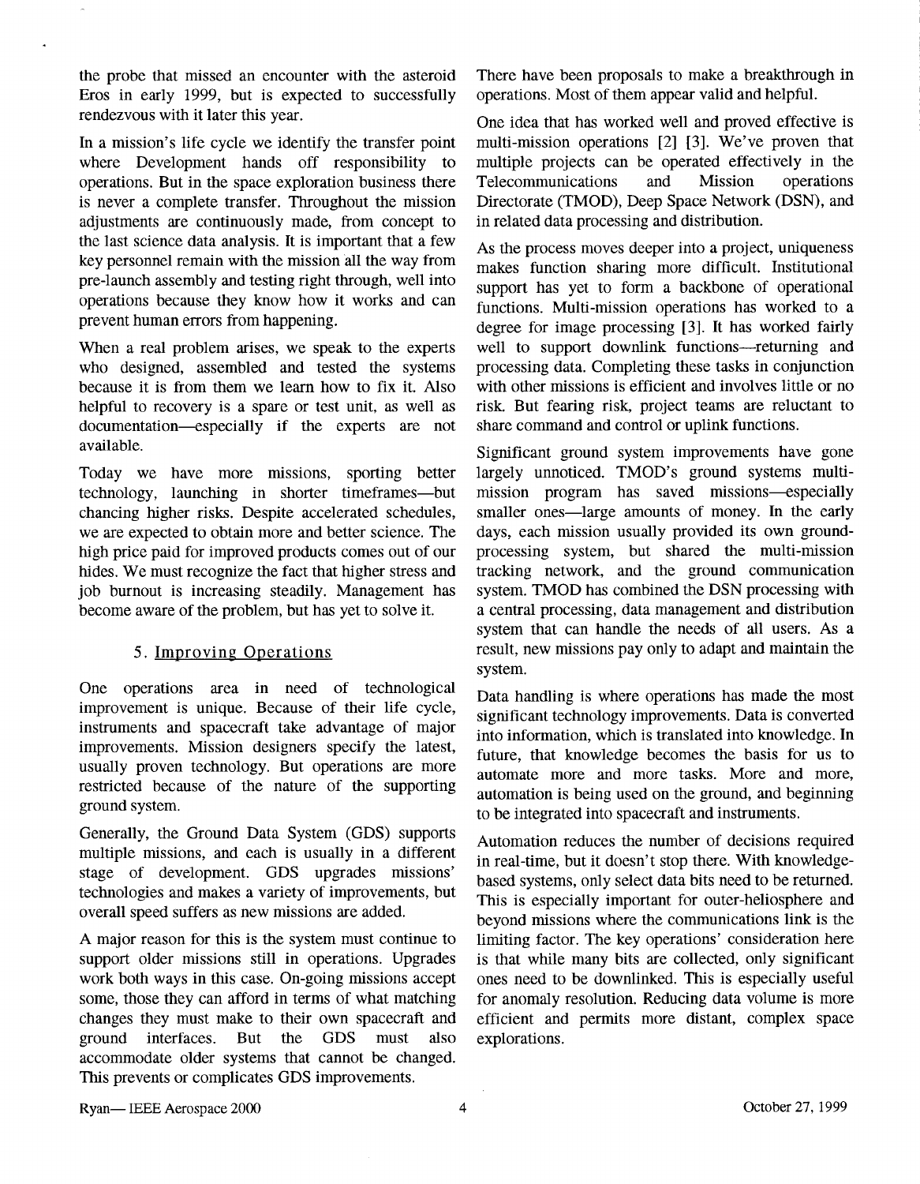the probe that missed an encounter with the asteroid Eros in early 1999, but is expected to successfully rendezvous with it later this year.

In a mission's life cycle we identify the transfer point where Development hands off responsibility to operations. But in the space exploration business there is never a complete transfer. Throughout the mission adjustments are continuously made, from concept to the last science data analysis. It is important that a few key personnel remain with the mission all the way from pre-launch assembly and testing right through, well into operations because they know how it works and can prevent human errors from happening.

When a real problem arises, we speak to the experts who designed, assembled and tested the systems because it is from them we learn how to fix it. Also helpful to recovery is a spare or test unit, as well as documentation—especially if the experts are not available.

Today we have more missions, sporting better technology, launching in shorter timeframes—but chancing higher risks. Despite accelerated schedules, we are expected to obtain more and better science. The high price paid for improved products comes out of our hides. We must recognize the fact that higher stress and job burnout is increasing steadily. Management has become aware of the problem, but has yet to solve it.

## 5. Improving Operations

One operations area in need of technological improvement is unique. Because of their life cycle, instruments and spacecraft take advantage of major improvements. Mission designers specify the latest, usually proven technology. But operations are more restricted because of the nature of the supporting ground system.

Generally, the Ground Data System (GDS) supports multiple missions, and each is usually in a different stage of development. GDS upgrades missions' technologies and makes a variety of improvements, but overall speed suffers as new missions are added.

A major reason for this is the system must continue to support older missions still in operations. Upgrades work both ways in this case. On-going missions accept some, those they can afford in terms of what matching changes they must make to their own spacecraft and ground interfaces. But the GDS must also accommodate older systems that cannot be changed. This prevents or complicates GDS improvements.

There have been proposals to make a breakthrough in operations. Most of them appear valid and helpful.

One idea that has worked well and proved effective is multi-mission operations [2] [3]. We've proven that multiple projects can be operated effectively in the Telecommunications and Mission operations Directorate (TMOD), Deep Space Network (DSN), and in related data processing and distribution.

As the process moves deeper into a project, uniqueness makes function sharing more difficult. Institutional support has yet to form a backbone of operational functions. Multi-mission operations has worked to a degree for image processing [3]. It has worked fairly well to support downlink functions—returning and processing data. Completing these tasks in conjunction with other missions is efficient and involves little or no risk. But fearing risk, project teams are reluctant to share command and control or uplink functions.

Significant ground system improvements have gone largely unnoticed. TMOD's ground systems multi-mission program has saved missions—especially smaller ones—large amounts of money. In the early days, each mission usually provided its own ground-processing system, but shared the multi-mission tracking network, and the ground communication system. TMOD has combined the DSN processing with a central processing, data management and distribution system that can handle the needs of all users. As a result, new missions pay only to adapt and maintain the system.

Data handling is where operations has made the most significant technology improvements. Data is converted into information, which is translated into knowledge. In future, that knowledge becomes the basis for us to automate more and more tasks. More and more, automation is being used on the ground, and beginning to be integrated into spacecraft and instruments.

Automation reduces the number of decisions required in real-time, but it doesn't stop there. With knowledge-based systems, only select data bits need to be returned. This is especially important for outer-heliosphere and beyond missions where the communications link is the limiting factor. The key operations' consideration here is that while many bits are collected, only significant ones need to be downlinked. This is especially useful for anomaly resolution. Reducing data volume is more efficient and permits more distant, complex space explorations.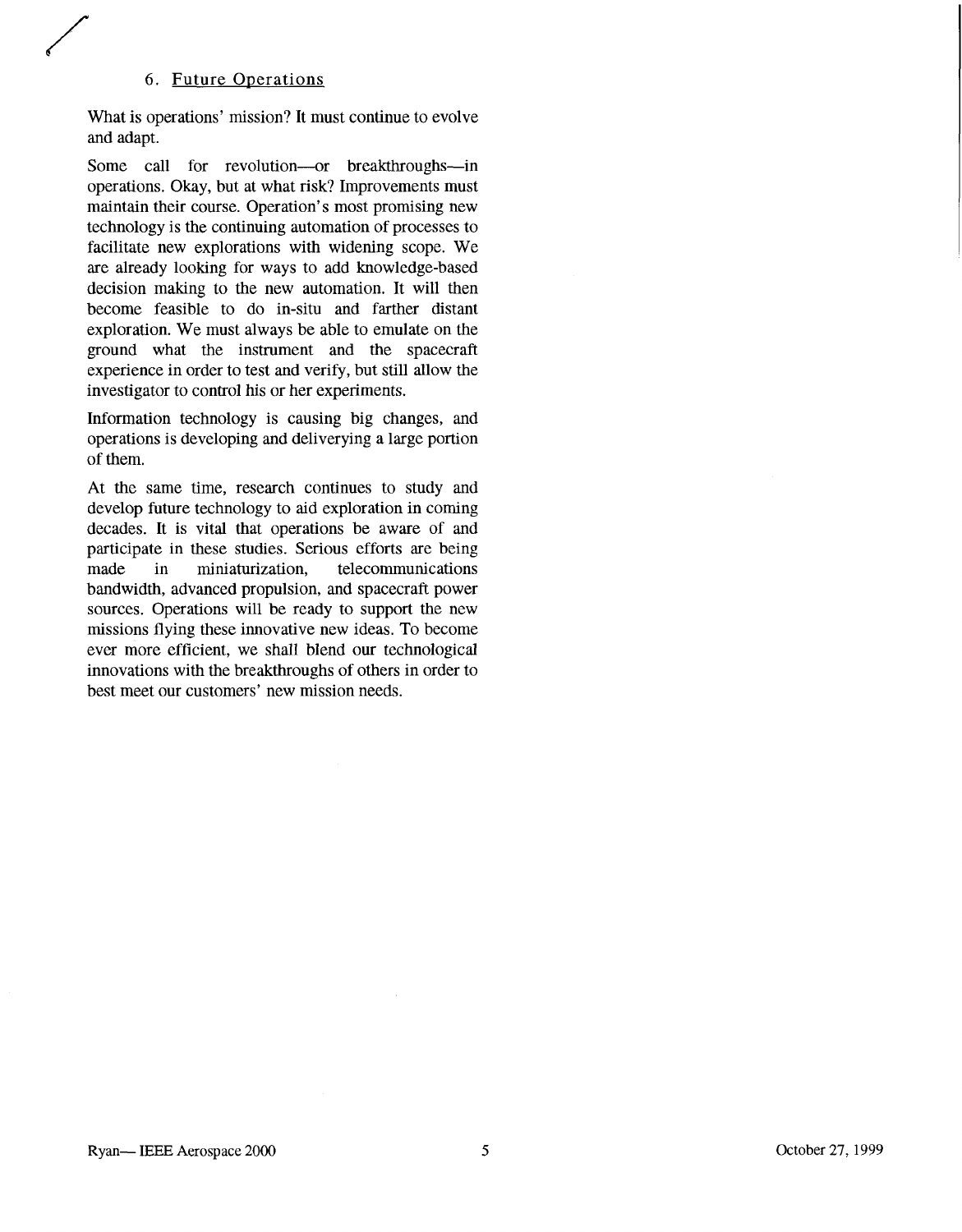## 6. Future Operations

What is operations' mission? It must continue to evolve and adapt.

Some call for revolution—or breakthroughs—in operations. Okay, but at what risk? Improvements must maintain their course. Operation's most promising new technology is the continuing automation of processes to facilitate new explorations with widening scope. We are already looking for ways to add knowledge-based decision making to the new automation. It will then become feasible to do in-situ and farther distant exploration. We must always be able to emulate on the ground what the instrument and the spacecraft experience in order to test and verify, but still allow the investigator to control his or her experiments.

Information technology is causing big changes, and operations is developing and deliverying a large portion of them.

At the same time, research continues to study and develop future technology to aid exploration in coming decades. It is vital that operations be aware of and participate in these studies. Serious efforts are being made in miniaturization, telecommunications bandwidth, advanced propulsion, and spacecraft power sources. Operations will be ready to support the new missions flying these innovative new ideas. To become ever more efficient, we shall blend our technological innovations with the breakthroughs of others in order to best meet our customers' new mission needs.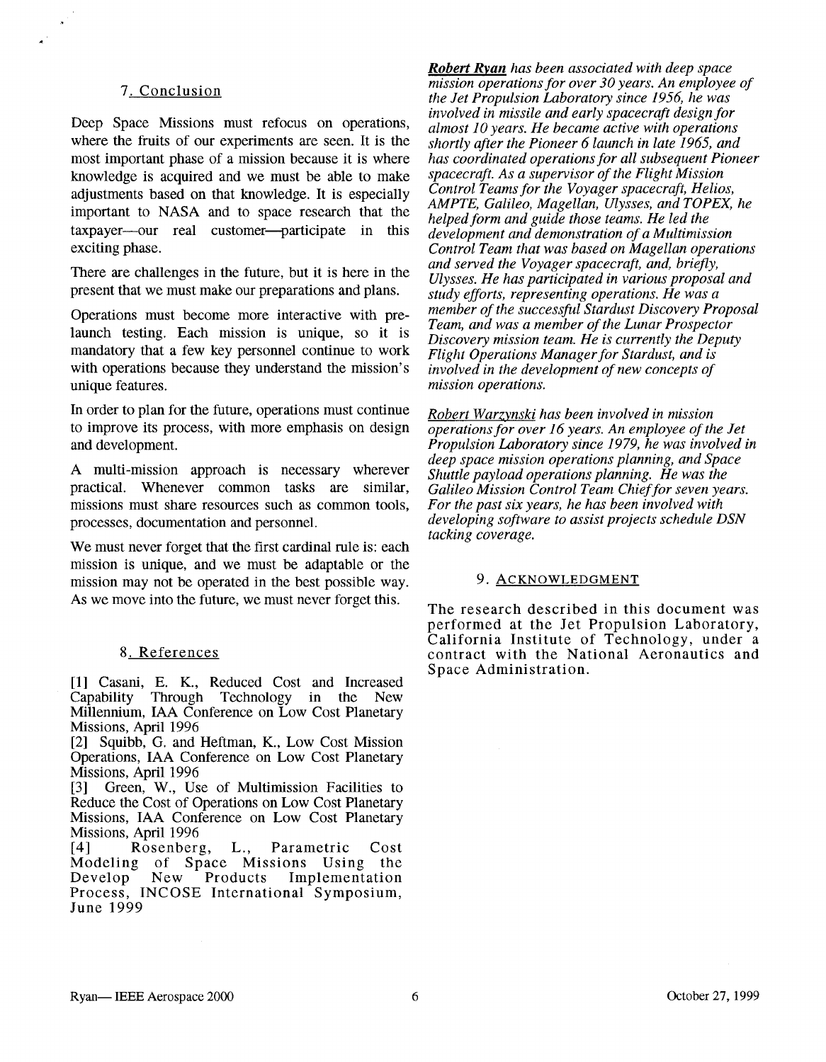## 7. Conclusion

Deep Space Missions must refocus on operations, where the fruits of our experiments are seen. It is the most important phase of a mission because it is where knowledge is acquired and we must be able to make adjustments based on that knowledge. It is especially important to NASA and to space research that the taxpayer—our real customer—participate in this exciting phase.

There are challenges in the future, but it is here in the present that we must make our preparations and plans.

Operations must become more interactive with pre-launch testing. Each mission is unique, so it is mandatory that a few key personnel continue to work with operations because they understand the mission's unique features.

In order to plan for the future, operations must continue to improve its process, with more emphasis on design and development.

A multi-mission approach is necessary wherever practical. Whenever common tasks are similar, missions must share resources such as common tools, processes, documentation and personnel.

We must never forget that the first cardinal rule is: each mission is unique, and we must be adaptable or the mission may not be operated in the best possible way. As we move into the future, we must never forget this.

## 8. References

[1] Casani, E. K., Reduced Cost and Increased Capability Through Technology in the New Millennium, IAA Conference on Low Cost Planetary Missions, April 1996

[2] Squibb, G. and Heftman, K., Low Cost Mission Operations, IAA Conference on Low Cost Planetary Missions, April 1996

[3] Green, W., Use of Multimission Facilities to Reduce the Cost of Operations on Low Cost Planetary Missions, IAA Conference on Low Cost Planetary Missions, April 1996

[4] Rosenberg, L., Parametric Cost Modeling of Space Missions Using the Develop New Products Implementation Process, INCOSE International Symposium, June 1999

***Robert Ryan*** *has been associated with deep space mission operations for over 30 years. An employee of the Jet Propulsion Laboratory since 1956, he was involved in missile and early spacecraft design for almost 10 years. He became active with operations shortly after the Pioneer 6 launch in late 1965, and has coordinated operations for all subsequent Pioneer spacecraft. As a supervisor of the Flight Mission Control Teams for the Voyager spacecraft, Helios, AMPTE, Galileo, Magellan, Ulysses, and TOPEX, he helped form and guide those teams. He led the development and demonstration of a Multimission Control Team that was based on Magellan operations and served the Voyager spacecraft, and, briefly, Ulysses. He has participated in various proposal and study efforts, representing operations. He was a member of the successful Stardust Discovery Proposal Team, and was a member of the Lunar Prospector Discovery mission team. He is currently the Deputy Flight Operations Manager for Stardust, and is involved in the development of new concepts of mission operations.*

*Robert Warzynski has been involved in mission operations for over 16 years. An employee of the Jet Propulsion Laboratory since 1979, he was involved in deep space mission operations planning, and Space Shuttle payload operations planning. He was the Galileo Mission Control Team Chief for seven years. For the past six years, he has been involved with developing software to assist projects schedule DSN tacking coverage.*

## 9. Acknowledgment

The research described in this document was performed at the Jet Propulsion Laboratory, California Institute of Technology, under a contract with the National Aeronautics and Space Administration.